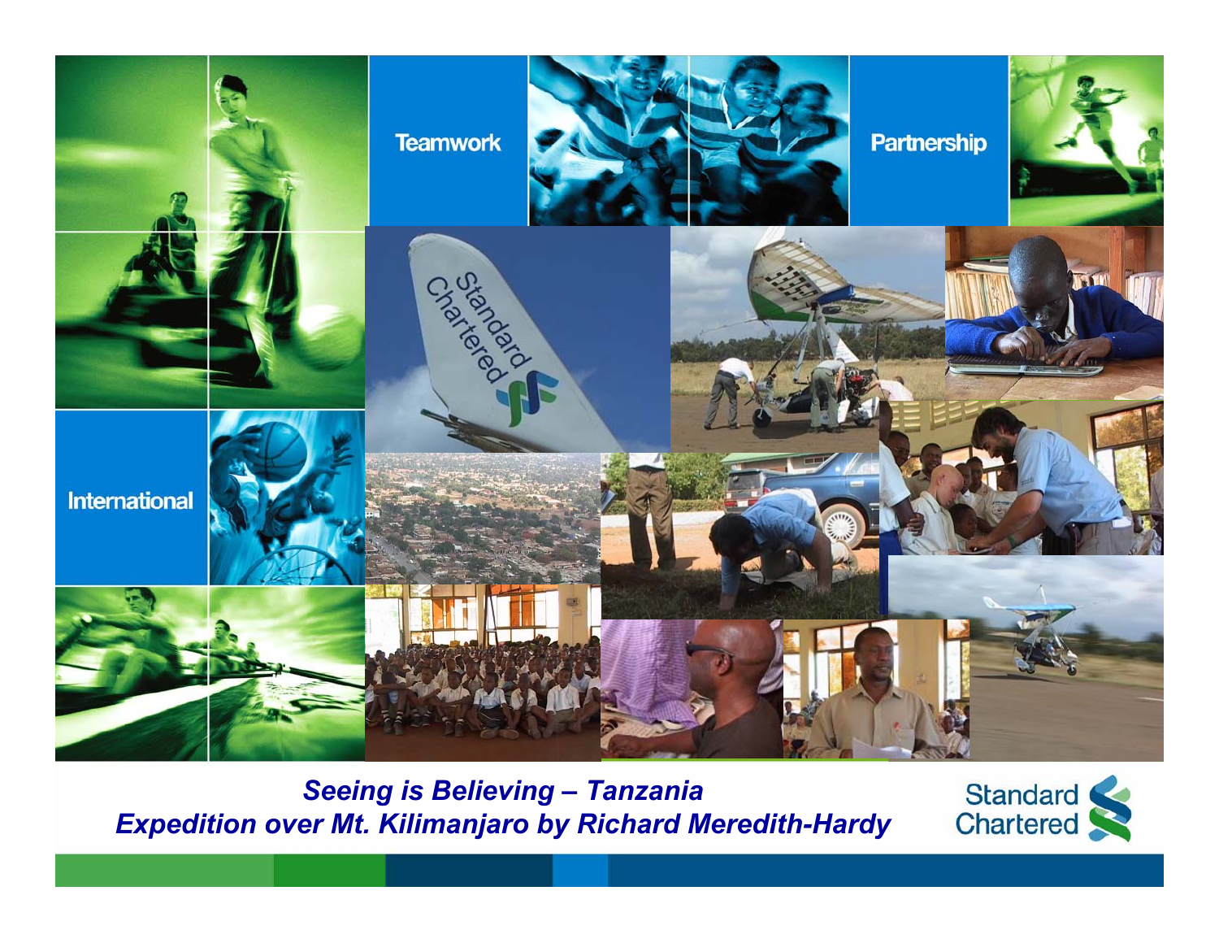Teamwork

Partnership

International

*Seeing is Believing – Tanzania*
*Expedition over Mt. Kilimanjaro by Richard Meredith-Hardy*

Standard Chartered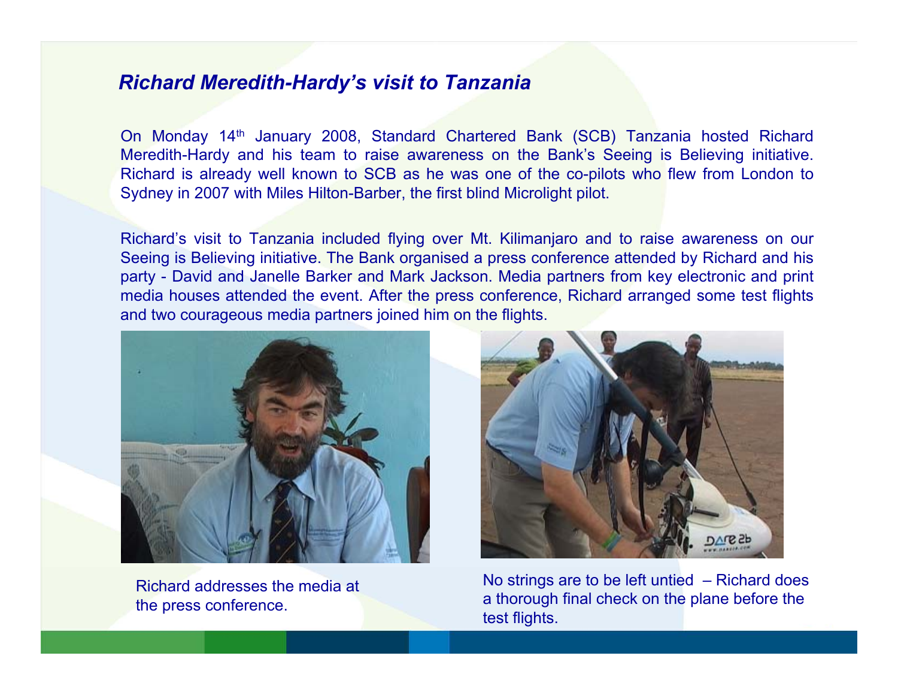## *Richard Meredith-Hardy's visit to Tanzania*

On Monday 14th January 2008, Standard Chartered Bank (SCB) Tanzania hosted Richard Meredith-Hardy and his team to raise awareness on the Bank's Seeing is Believing initiative. Richard is already well known to SCB as he was one of the co-pilots who flew from London to Sydney in 2007 with Miles Hilton-Barber, the first blind Microlight pilot.

Richard's visit to Tanzania included flying over Mt. Kilimanjaro and to raise awareness on our Seeing is Believing initiative. The Bank organised a press conference attended by Richard and his party - David and Janelle Barker and Mark Jackson. Media partners from key electronic and print media houses attended the event. After the press conference, Richard arranged some test flights and two courageous media partners joined him on the flights.

Richard addresses the media at the press conference.

No strings are to be left untied – Richard does a thorough final check on the plane before the test flights.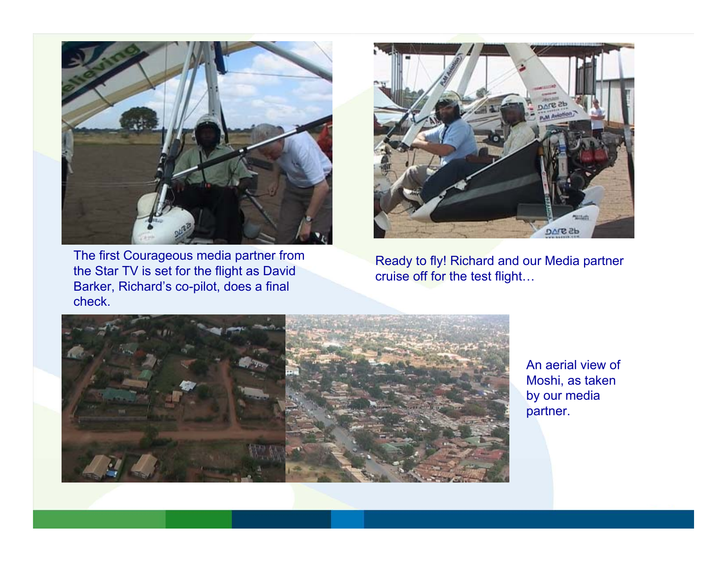The first Courageous media partner from the Star TV is set for the flight as David Barker, Richard's co-pilot, does a final check.

Ready to fly! Richard and our Media partner cruise off for the test flight…

An aerial view of Moshi, as taken by our media partner.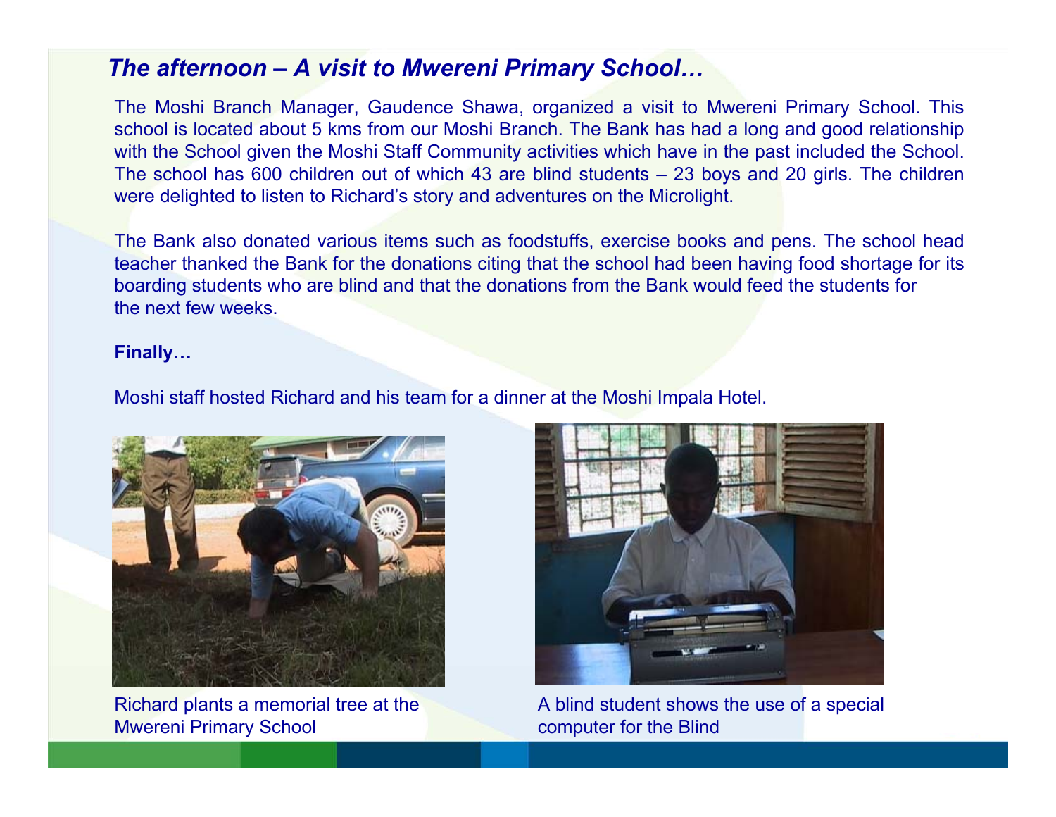## *The afternoon – A visit to Mwereni Primary School…*

The Moshi Branch Manager, Gaudence Shawa, organized a visit to Mwereni Primary School. This school is located about 5 kms from our Moshi Branch. The Bank has had a long and good relationship with the School given the Moshi Staff Community activities which have in the past included the School. The school has 600 children out of which 43 are blind students – 23 boys and 20 girls. The children were delighted to listen to Richard's story and adventures on the Microlight.

The Bank also donated various items such as foodstuffs, exercise books and pens. The school head teacher thanked the Bank for the donations citing that the school had been having food shortage for its boarding students who are blind and that the donations from the Bank would feed the students for the next few weeks.

**Finally…**

Moshi staff hosted Richard and his team for a dinner at the Moshi Impala Hotel.

Richard plants a memorial tree at the Mwereni Primary School

A blind student shows the use of a special computer for the Blind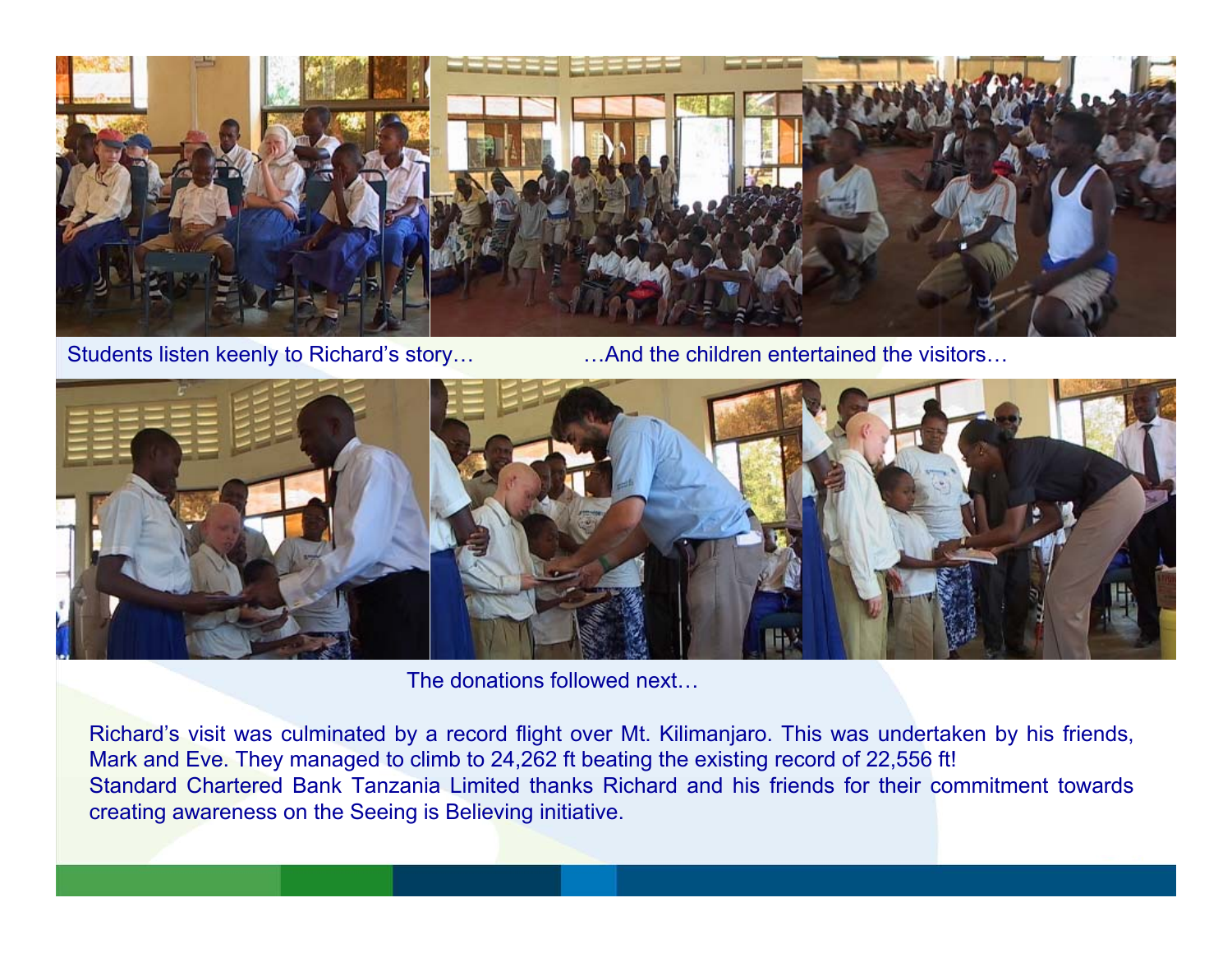Students listen keenly to Richard's story…

…And the children entertained the visitors…

The donations followed next…

Richard's visit was culminated by a record flight over Mt. Kilimanjaro. This was undertaken by his friends, Mark and Eve. They managed to climb to 24,262 ft beating the existing record of 22,556 ft!
Standard Chartered Bank Tanzania Limited thanks Richard and his friends for their commitment towards creating awareness on the Seeing is Believing initiative.